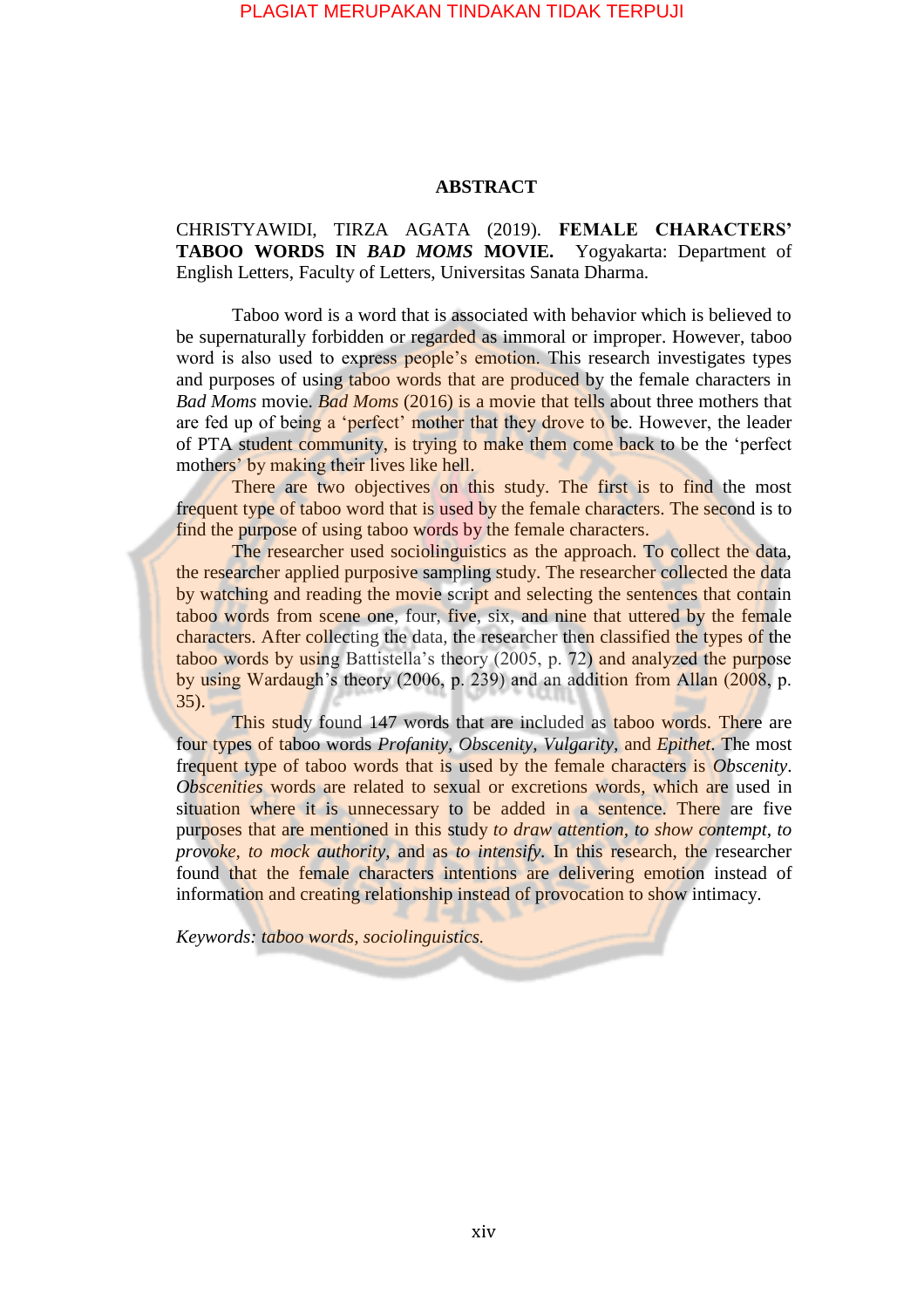# ABSTRACT

CHRISTYAWIDI, TIRZA AGATA (2019). **FEMALE CHARACTERS' TABOO WORDS IN *BAD MOMS* MOVIE.** Yogyakarta: Department of English Letters, Faculty of Letters, Universitas Sanata Dharma.

Taboo word is a word that is associated with behavior which is believed to be supernaturally forbidden or regarded as immoral or improper. However, taboo word is also used to express people's emotion. This research investigates types and purposes of using taboo words that are produced by the female characters in *Bad Moms* movie. *Bad Moms* (2016) is a movie that tells about three mothers that are fed up of being a 'perfect' mother that they drove to be. However, the leader of PTA student community, is trying to make them come back to be the 'perfect mothers' by making their lives like hell.

There are two objectives on this study. The first is to find the most frequent type of taboo word that is used by the female characters. The second is to find the purpose of using taboo words by the female characters.

The researcher used sociolinguistics as the approach. To collect the data, the researcher applied purposive sampling study. The researcher collected the data by watching and reading the movie script and selecting the sentences that contain taboo words from scene one, four, five, six, and nine that uttered by the female characters. After collecting the data, the researcher then classified the types of the taboo words by using Battistella's theory (2005, p. 72) and analyzed the purpose by using Wardaugh's theory (2006, p. 239) and an addition from Allan (2008, p. 35).

This study found 147 words that are included as taboo words. There are four types of taboo words *Profanity*, *Obscenity*, *Vulgarity*, and *Epithet*. The most frequent type of taboo words that is used by the female characters is *Obscenity*. *Obscenities* words are related to sexual or excretions words, which are used in situation where it is unnecessary to be added in a sentence. There are five purposes that are mentioned in this study *to draw attention*, *to show contempt*, *to provoke*, *to mock authority*, and as *to intensify*. In this research, the researcher found that the female characters intentions are delivering emotion instead of information and creating relationship instead of provocation to show intimacy.

*Keywords: taboo words, sociolinguistics.*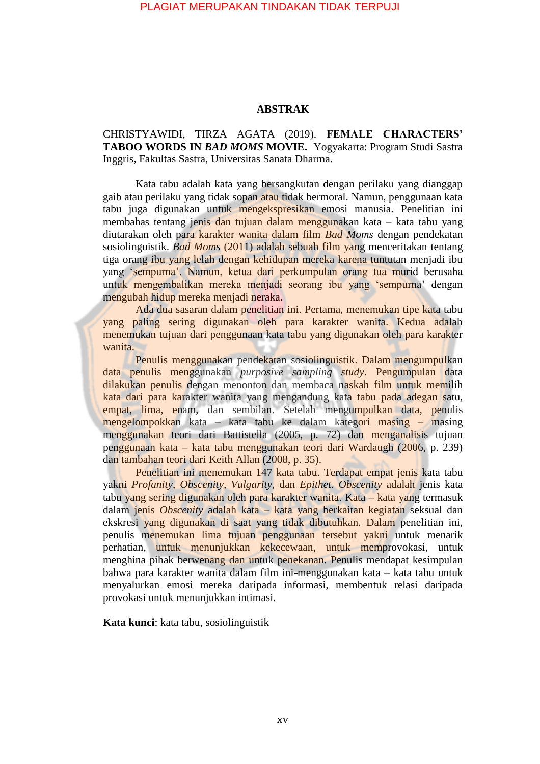# ABSTRAK

CHRISTYAWIDI, TIRZA AGATA (2019). **FEMALE CHARACTERS' TABOO WORDS IN *BAD MOMS* MOVIE.** Yogyakarta: Program Studi Sastra Inggris, Fakultas Sastra, Universitas Sanata Dharma.

Kata tabu adalah kata yang bersangkutan dengan perilaku yang dianggap gaib atau perilaku yang tidak sopan atau tidak bermoral. Namun, penggunaan kata tabu juga digunakan untuk mengekspresikan emosi manusia. Penelitian ini membahas tentang jenis dan tujuan dalam menggunakan kata – kata tabu yang diutarakan oleh para karakter wanita dalam film *Bad Moms* dengan pendekatan sosiolinguistik. *Bad Moms* (2011) adalah sebuah film yang menceritakan tentang tiga orang ibu yang lelah dengan kehidupan mereka karena tuntutan menjadi ibu yang 'sempurna'. Namun, ketua dari perkumpulan orang tua murid berusaha untuk mengembalikan mereka menjadi seorang ibu yang 'sempurna' dengan mengubah hidup mereka menjadi neraka.

Ada dua sasaran dalam penelitian ini. Pertama, menemukan tipe kata tabu yang paling sering digunakan oleh para karakter wanita. Kedua adalah menemukan tujuan dari penggunaan kata tabu yang digunakan oleh para karakter wanita.

Penulis menggunakan pendekatan sosiolinguistik. Dalam mengumpulkan data penulis menggunakan *purposive sampling study*. Pengumpulan data dilakukan penulis dengan menonton dan membaca naskah film untuk memilih kata dari para karakter wanita yang mengandung kata tabu pada adegan satu, empat, lima, enam, dan sembilan. Setelah mengumpulkan data, penulis mengelompokkan kata – kata tabu ke dalam kategori masing – masing menggunakan teori dari Battistella (2005, p. 72) dan menganalisis tujuan penggunaan kata – kata tabu menggunakan teori dari Wardaugh (2006, p. 239) dan tambahan teori dari Keith Allan (2008, p. 35).

Penelitian ini menemukan 147 kata tabu. Terdapat empat jenis kata tabu yakni *Profanity*, *Obscenity*, *Vulgarity*, dan *Epithet*. *Obscenity* adalah jenis kata tabu yang sering digunakan oleh para karakter wanita. Kata – kata yang termasuk dalam jenis *Obscenity* adalah kata – kata yang berkaitan kegiatan seksual dan ekskresi yang digunakan di saat yang tidak dibutuhkan. Dalam penelitian ini, penulis menemukan lima tujuan penggunaan tersebut yakni untuk menarik perhatian, untuk menunjukkan kekecewaan, untuk memprovokasi, untuk menghina pihak berwenang dan untuk penekanan. Penulis mendapat kesimpulan bahwa para karakter wanita dalam film ini-menggunakan kata – kata tabu untuk menyalurkan emosi mereka daripada informasi, membentuk relasi daripada provokasi untuk menunjukkan intimasi.

**Kata kunci**: kata tabu, sosiolinguistik